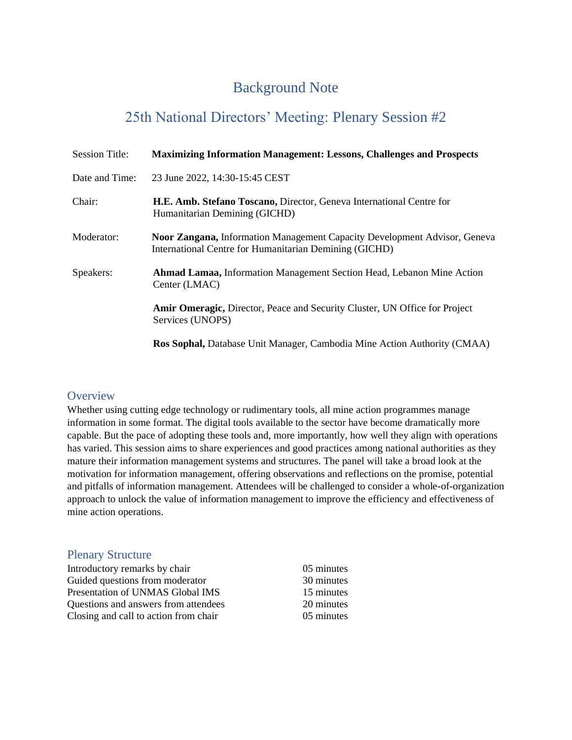# Background Note

## 25th National Directors' Meeting: Plenary Session #2

| | |
|---|---|
| Session Title: | **Maximizing Information Management: Lessons, Challenges and Prospects** |
| Date and Time: | 23 June 2022, 14:30-15:45 CEST |
| Chair: | **H.E. Amb. Stefano Toscano,** Director, Geneva International Centre for Humanitarian Demining (GICHD) |
| Moderator: | **Noor Zangana,** Information Management Capacity Development Advisor, Geneva International Centre for Humanitarian Demining (GICHD) |
| Speakers: | **Ahmad Lamaa,** Information Management Section Head, Lebanon Mine Action Center (LMAC) |
| | **Amir Omeragic,** Director, Peace and Security Cluster, UN Office for Project Services (UNOPS) |
| | **Ros Sophal,** Database Unit Manager, Cambodia Mine Action Authority (CMAA) |

### Overview

Whether using cutting edge technology or rudimentary tools, all mine action programmes manage information in some format. The digital tools available to the sector have become dramatically more capable. But the pace of adopting these tools and, more importantly, how well they align with operations has varied. This session aims to share experiences and good practices among national authorities as they mature their information management systems and structures. The panel will take a broad look at the motivation for information management, offering observations and reflections on the promise, potential and pitfalls of information management. Attendees will be challenged to consider a whole-of-organization approach to unlock the value of information management to improve the efficiency and effectiveness of mine action operations.

### Plenary Structure

| | |
|---|---|
| Introductory remarks by chair | 05 minutes |
| Guided questions from moderator | 30 minutes |
| Presentation of UNMAS Global IMS | 15 minutes |
| Questions and answers from attendees | 20 minutes |
| Closing and call to action from chair | 05 minutes |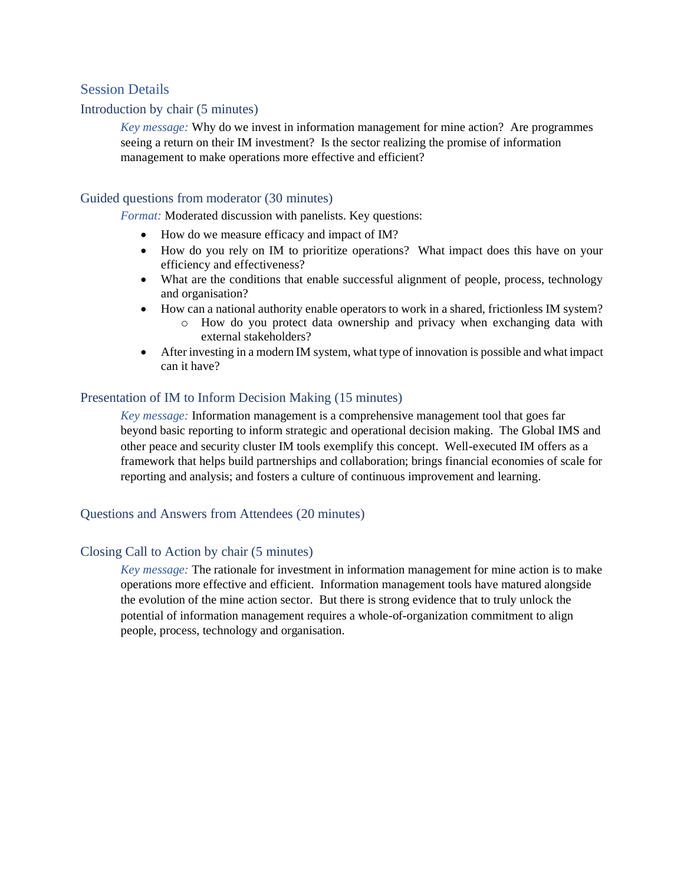## Session Details

### Introduction by chair (5 minutes)

*Key message:* Why do we invest in information management for mine action? Are programmes seeing a return on their IM investment? Is the sector realizing the promise of information management to make operations more effective and efficient?

### Guided questions from moderator (30 minutes)

*Format:* Moderated discussion with panelists. Key questions:

- How do we measure efficacy and impact of IM?
- How do you rely on IM to prioritize operations? What impact does this have on your efficiency and effectiveness?
- What are the conditions that enable successful alignment of people, process, technology and organisation?
- How can a national authority enable operators to work in a shared, frictionless IM system?
    - How do you protect data ownership and privacy when exchanging data with external stakeholders?
- After investing in a modern IM system, what type of innovation is possible and what impact can it have?

### Presentation of IM to Inform Decision Making (15 minutes)

*Key message:* Information management is a comprehensive management tool that goes far beyond basic reporting to inform strategic and operational decision making. The Global IMS and other peace and security cluster IM tools exemplify this concept. Well-executed IM offers as a framework that helps build partnerships and collaboration; brings financial economies of scale for reporting and analysis; and fosters a culture of continuous improvement and learning.

### Questions and Answers from Attendees (20 minutes)

### Closing Call to Action by chair (5 minutes)

*Key message:* The rationale for investment in information management for mine action is to make operations more effective and efficient. Information management tools have matured alongside the evolution of the mine action sector. But there is strong evidence that to truly unlock the potential of information management requires a whole-of-organization commitment to align people, process, technology and organisation.